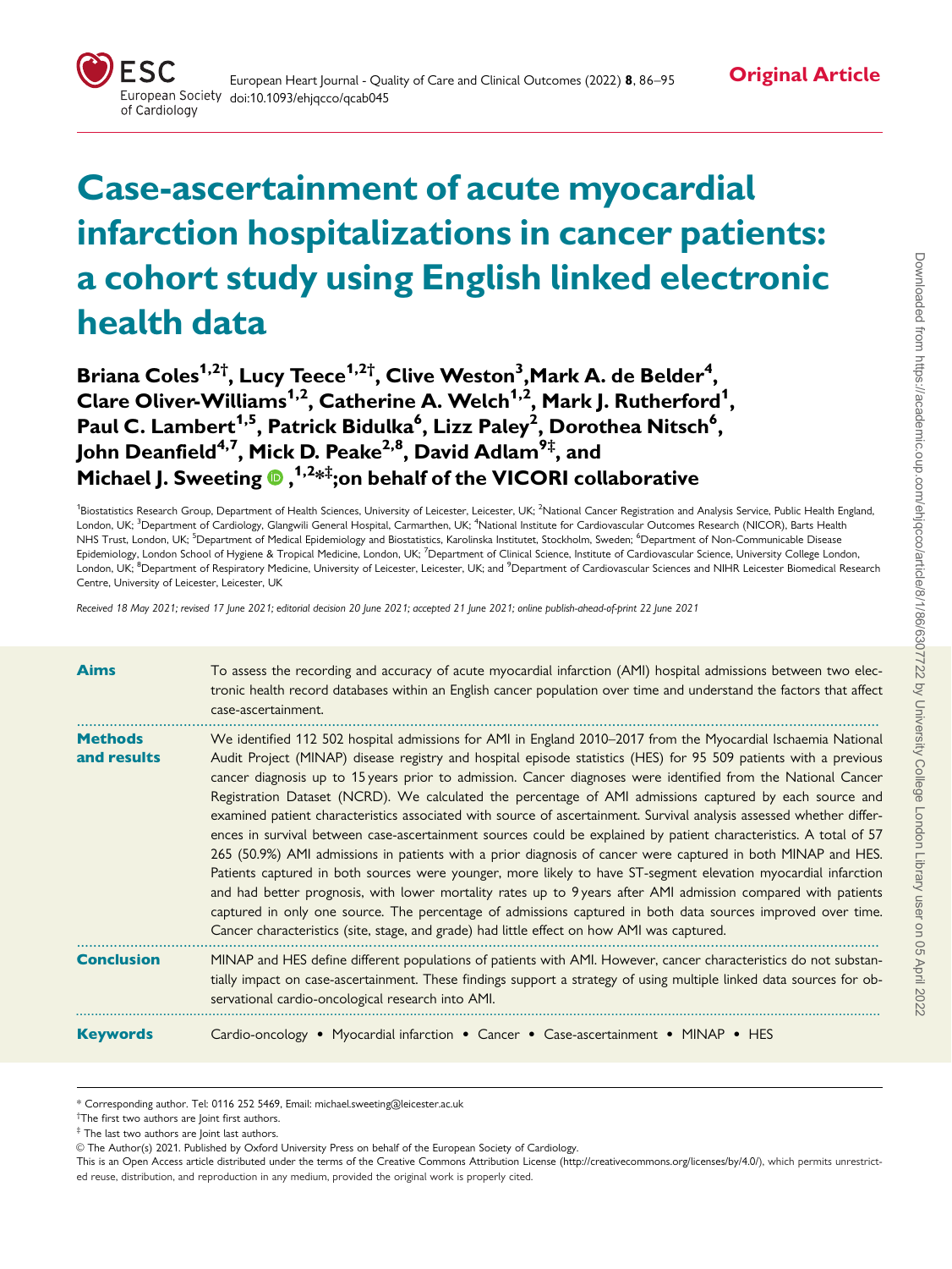Original Article

# Case-ascertainment of acute myocardial infarction hospitalizations in cancer patients: a cohort study using English linked electronic health data

**Briana Coles[1,2†], Lucy Teece[1,2†], Clive Weston[3], Mark A. de Belder[4], Clare Oliver-Williams[1,2], Catherine A. Welch[1,2], Mark J. Rutherford[1], Paul C. Lambert[1,5], Patrick Bidulka[6], Lizz Paley[2], Dorothea Nitsch[6], John Deanfield[4,7], Mick D. Peake[2,8], David Adlam[9‡], and Michael J. Sweeting[1,2*‡]; on behalf of the VICORI collaborative**

[1]Biostatistics Research Group, Department of Health Sciences, University of Leicester, Leicester, UK; [2]National Cancer Registration and Analysis Service, Public Health England, London, UK; [3]Department of Cardiology, Glangwili General Hospital, Carmarthen, UK; [4]National Institute for Cardiovascular Outcomes Research (NICOR), Barts Health NHS Trust, London, UK; [5]Department of Medical Epidemiology and Biostatistics, Karolinska Institutet, Stockholm, Sweden; [6]Department of Non-Communicable Disease Epidemiology, London School of Hygiene & Tropical Medicine, London, UK; [7]Department of Clinical Science, Institute of Cardiovascular Science, University College London, London, UK; [8]Department of Respiratory Medicine, University of Leicester, Leicester, UK; and [9]Department of Cardiovascular Sciences and NIHR Leicester Biomedical Research Centre, University of Leicester, Leicester, UK

*Received 18 May 2021; revised 17 June 2021; editorial decision 20 June 2021; accepted 21 June 2021; online publish-ahead-of-print 22 June 2021*

**Aims** To assess the recording and accuracy of acute myocardial infarction (AMI) hospital admissions between two electronic health record databases within an English cancer population over time and understand the factors that affect case-ascertainment.

**Methods and results** We identified 112 502 hospital admissions for AMI in England 2010–2017 from the Myocardial Ischaemia National Audit Project (MINAP) disease registry and hospital episode statistics (HES) for 95 509 patients with a previous cancer diagnosis up to 15 years prior to admission. Cancer diagnoses were identified from the National Cancer Registration Dataset (NCRD). We calculated the percentage of AMI admissions captured by each source and examined patient characteristics associated with source of ascertainment. Survival analysis assessed whether differences in survival between case-ascertainment sources could be explained by patient characteristics. A total of 57 265 (50.9%) AMI admissions in patients with a prior diagnosis of cancer were captured in both MINAP and HES. Patients captured in both sources were younger, more likely to have ST-segment elevation myocardial infarction and had better prognosis, with lower mortality rates up to 9 years after AMI admission compared with patients captured in only one source. The percentage of admissions captured in both data sources improved over time. Cancer characteristics (site, stage, and grade) had little effect on how AMI was captured.

**Conclusion** MINAP and HES define different populations of patients with AMI. However, cancer characteristics do not substantially impact on case-ascertainment. These findings support a strategy of using multiple linked data sources for observational cardio-oncological research into AMI.

**Keywords** Cardio-oncology • Myocardial infarction • Cancer • Case-ascertainment • MINAP • HES

---

\* Corresponding author. Tel: 0116 252 5469, Email: michael.sweeting@leicester.ac.uk

†The first two authors are Joint first authors.

‡ The last two authors are Joint last authors.

© The Author(s) 2021. Published by Oxford University Press on behalf of the European Society of Cardiology.

This is an Open Access article distributed under the terms of the Creative Commons Attribution License (http://creativecommons.org/licenses/by/4.0/), which permits unrestricted reuse, distribution, and reproduction in any medium, provided the original work is properly cited.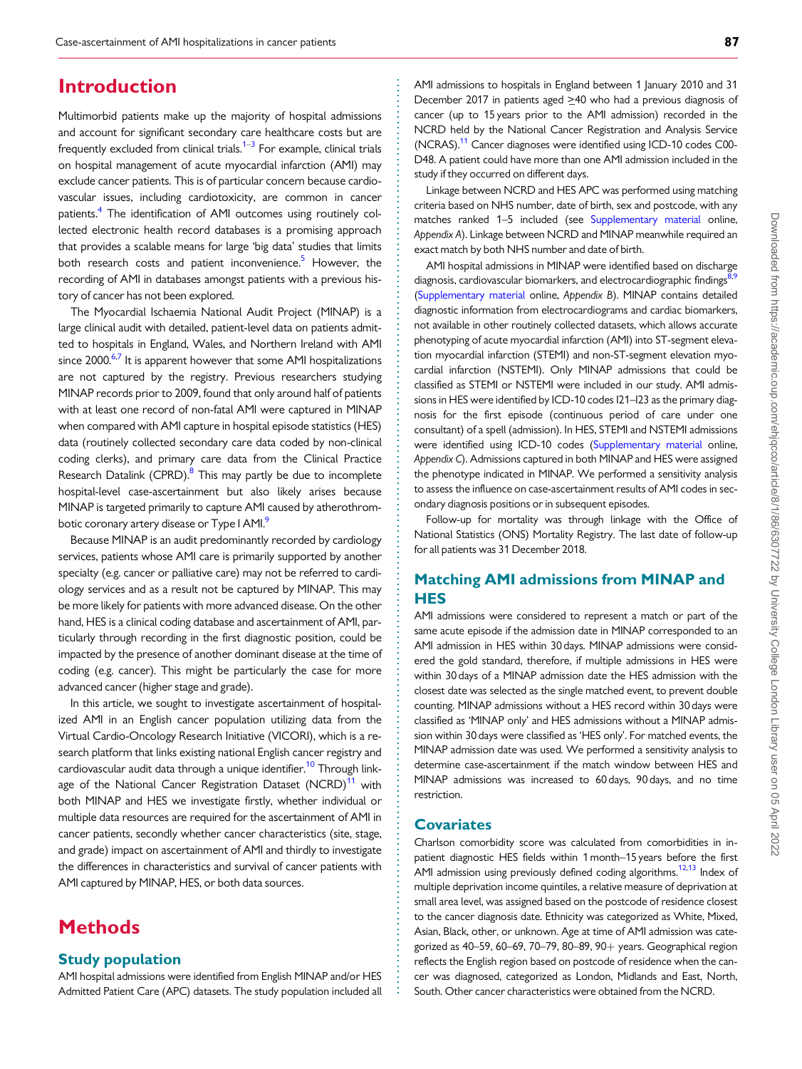# Introduction

Multimorbid patients make up the majority of hospital admissions and account for significant secondary care healthcare costs but are frequently excluded from clinical trials.[1–3] For example, clinical trials on hospital management of acute myocardial infarction (AMI) may exclude cancer patients. This is of particular concern because cardiovascular issues, including cardiotoxicity, are common in cancer patients.[4] The identification of AMI outcomes using routinely collected electronic health record databases is a promising approach that provides a scalable means for large 'big data' studies that limits both research costs and patient inconvenience.[5] However, the recording of AMI in databases amongst patients with a previous history of cancer has not been explored.

The Myocardial Ischaemia National Audit Project (MINAP) is a large clinical audit with detailed, patient-level data on patients admitted to hospitals in England, Wales, and Northern Ireland with AMI since 2000.[6,7] It is apparent however that some AMI hospitalizations are not captured by the registry. Previous researchers studying MINAP records prior to 2009, found that only around half of patients with at least one record of non-fatal AMI were captured in MINAP when compared with AMI capture in hospital episode statistics (HES) data (routinely collected secondary care data coded by non-clinical coding clerks), and primary care data from the Clinical Practice Research Datalink (CPRD).[8] This may partly be due to incomplete hospital-level case-ascertainment but also likely arises because MINAP is targeted primarily to capture AMI caused by atherothrombotic coronary artery disease or Type I AMI.[9]

Because MINAP is an audit predominantly recorded by cardiology services, patients whose AMI care is primarily supported by another specialty (e.g. cancer or palliative care) may not be referred to cardiology services and as a result not be captured by MINAP. This may be more likely for patients with more advanced disease. On the other hand, HES is a clinical coding database and ascertainment of AMI, particularly through recording in the first diagnostic position, could be impacted by the presence of another dominant disease at the time of coding (e.g. cancer). This might be particularly the case for more advanced cancer (higher stage and grade).

In this article, we sought to investigate ascertainment of hospitalized AMI in an English cancer population utilizing data from the Virtual Cardio-Oncology Research Initiative (VICORI), which is a research platform that links existing national English cancer registry and cardiovascular audit data through a unique identifier.[10] Through linkage of the National Cancer Registration Dataset (NCRD)[11] with both MINAP and HES we investigate firstly, whether individual or multiple data resources are required for the ascertainment of AMI in cancer patients, secondly whether cancer characteristics (site, stage, and grade) impact on ascertainment of AMI and thirdly to investigate the differences in characteristics and survival of cancer patients with AMI captured by MINAP, HES, or both data sources.

# Methods

## Study population

AMI hospital admissions were identified from English MINAP and/or HES Admitted Patient Care (APC) datasets. The study population included all AMI admissions to hospitals in England between 1 January 2010 and 31 December 2017 in patients aged ≥40 who had a previous diagnosis of cancer (up to 15 years prior to the AMI admission) recorded in the NCRD held by the National Cancer Registration and Analysis Service (NCRAS).[11] Cancer diagnoses were identified using ICD-10 codes C00-D48. A patient could have more than one AMI admission included in the study if they occurred on different days.

Linkage between NCRD and HES APC was performed using matching criteria based on NHS number, date of birth, sex and postcode, with any matches ranked 1–5 included (see Supplementary material online, *Appendix A*). Linkage between NCRD and MINAP meanwhile required an exact match by both NHS number and date of birth.

AMI hospital admissions in MINAP were identified based on discharge diagnosis, cardiovascular biomarkers, and electrocardiographic findings[8,9] (Supplementary material online, *Appendix B*). MINAP contains detailed diagnostic information from electrocardiograms and cardiac biomarkers, not available in other routinely collected datasets, which allows accurate phenotyping of acute myocardial infarction (AMI) into ST-segment elevation myocardial infarction (STEMI) and non-ST-segment elevation myocardial infarction (NSTEMI). Only MINAP admissions that could be classified as STEMI or NSTEMI were included in our study. AMI admissions in HES were identified by ICD-10 codes I21–I23 as the primary diagnosis for the first episode (continuous period of care under one consultant) of a spell (admission). In HES, STEMI and NSTEMI admissions were identified using ICD-10 codes (Supplementary material online, *Appendix C*). Admissions captured in both MINAP and HES were assigned the phenotype indicated in MINAP. We performed a sensitivity analysis to assess the influence on case-ascertainment results of AMI codes in secondary diagnosis positions or in subsequent episodes.

Follow-up for mortality was through linkage with the Office of National Statistics (ONS) Mortality Registry. The last date of follow-up for all patients was 31 December 2018.

## Matching AMI admissions from MINAP and HES

AMI admissions were considered to represent a match or part of the same acute episode if the admission date in MINAP corresponded to an AMI admission in HES within 30 days. MINAP admissions were considered the gold standard, therefore, if multiple admissions in HES were within 30 days of a MINAP admission date the HES admission with the closest date was selected as the single matched event, to prevent double counting. MINAP admissions without a HES record within 30 days were classified as 'MINAP only' and HES admissions without a MINAP admission within 30 days were classified as 'HES only'. For matched events, the MINAP admission date was used. We performed a sensitivity analysis to determine case-ascertainment if the match window between HES and MINAP admissions was increased to 60 days, 90 days, and no time restriction.

## Covariates

Charlson comorbidity score was calculated from comorbidities in inpatient diagnostic HES fields within 1 month–15 years before the first AMI admission using previously defined coding algorithms.[12,13] Index of multiple deprivation income quintiles, a relative measure of deprivation at small area level, was assigned based on the postcode of residence closest to the cancer diagnosis date. Ethnicity was categorized as White, Mixed, Asian, Black, other, or unknown. Age at time of AMI admission was categorized as 40–59, 60–69, 70–79, 80–89, 90+ years. Geographical region reflects the English region based on postcode of residence when the cancer was diagnosed, categorized as London, Midlands and East, North, South. Other cancer characteristics were obtained from the NCRD.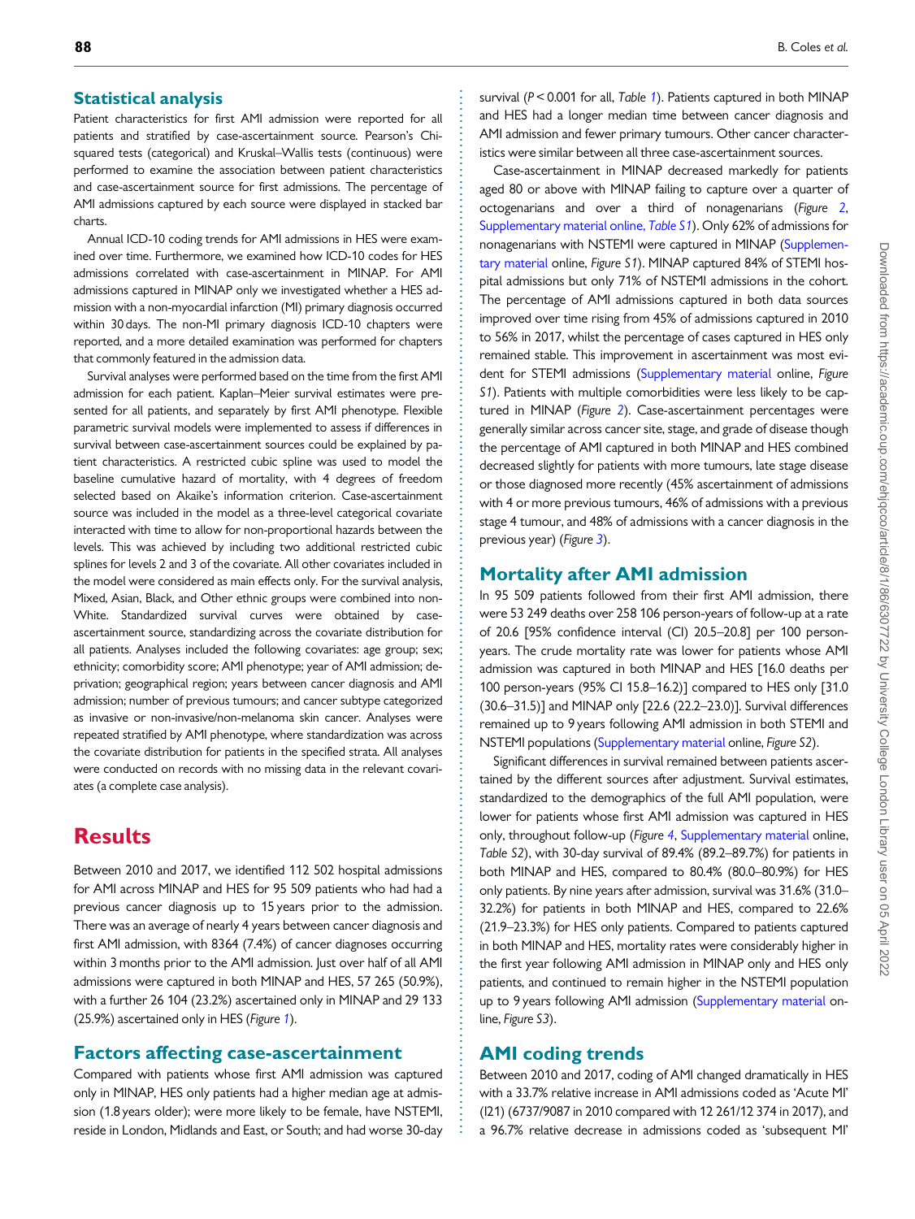## Statistical analysis

Patient characteristics for first AMI admission were reported for all patients and stratified by case-ascertainment source. Pearson's Chi-squared tests (categorical) and Kruskal–Wallis tests (continuous) were performed to examine the association between patient characteristics and case-ascertainment source for first admissions. The percentage of AMI admissions captured by each source were displayed in stacked bar charts.

Annual ICD-10 coding trends for AMI admissions in HES were examined over time. Furthermore, we examined how ICD-10 codes for HES admissions correlated with case-ascertainment in MINAP. For AMI admissions captured in MINAP only we investigated whether a HES admission with a non-myocardial infarction (MI) primary diagnosis occurred within 30 days. The non-MI primary diagnosis ICD-10 chapters were reported, and a more detailed examination was performed for chapters that commonly featured in the admission data.

Survival analyses were performed based on the time from the first AMI admission for each patient. Kaplan–Meier survival estimates were presented for all patients, and separately by first AMI phenotype. Flexible parametric survival models were implemented to assess if differences in survival between case-ascertainment sources could be explained by patient characteristics. A restricted cubic spline was used to model the baseline cumulative hazard of mortality, with 4 degrees of freedom selected based on Akaike's information criterion. Case-ascertainment source was included in the model as a three-level categorical covariate interacted with time to allow for non-proportional hazards between the levels. This was achieved by including two additional restricted cubic splines for levels 2 and 3 of the covariate. All other covariates included in the model were considered as main effects only. For the survival analysis, Mixed, Asian, Black, and Other ethnic groups were combined into non-White. Standardized survival curves were obtained by case-ascertainment source, standardizing across the covariate distribution for all patients. Analyses included the following covariates: age group; sex; ethnicity; comorbidity score; AMI phenotype; year of AMI admission; deprivation; geographical region; years between cancer diagnosis and AMI admission; number of previous tumours; and cancer subtype categorized as invasive or non-invasive/non-melanoma skin cancer. Analyses were repeated stratified by AMI phenotype, where standardization was across the covariate distribution for patients in the specified strata. All analyses were conducted on records with no missing data in the relevant covariates (a complete case analysis).

# Results

Between 2010 and 2017, we identified 112 502 hospital admissions for AMI across MINAP and HES for 95 509 patients who had had a previous cancer diagnosis up to 15 years prior to the admission. There was an average of nearly 4 years between cancer diagnosis and first AMI admission, with 8364 (7.4%) of cancer diagnoses occurring within 3 months prior to the AMI admission. Just over half of all AMI admissions were captured in both MINAP and HES, 57 265 (50.9%), with a further 26 104 (23.2%) ascertained only in MINAP and 29 133 (25.9%) ascertained only in HES (*Figure 1*).

## Factors affecting case-ascertainment

Compared with patients whose first AMI admission was captured only in MINAP, HES only patients had a higher median age at admission (1.8 years older); were more likely to be female, have NSTEMI, reside in London, Midlands and East, or South; and had worse 30-day survival ($P < 0.001$ for all, *Table 1*). Patients captured in both MINAP and HES had a longer median time between cancer diagnosis and AMI admission and fewer primary tumours. Other cancer characteristics were similar between all three case-ascertainment sources.

Case-ascertainment in MINAP decreased markedly for patients aged 80 or above with MINAP failing to capture over a quarter of octogenarians and over a third of nonagenarians (*Figure 2*, Supplementary material online, *Table S1*). Only 62% of admissions for nonagenarians with NSTEMI were captured in MINAP (Supplementary material online, *Figure S1*). MINAP captured 84% of STEMI hospital admissions but only 71% of NSTEMI admissions in the cohort. The percentage of AMI admissions captured in both data sources improved over time rising from 45% of admissions captured in 2010 to 56% in 2017, whilst the percentage of cases captured in HES only remained stable. This improvement in ascertainment was most evident for STEMI admissions (Supplementary material online, *Figure S1*). Patients with multiple comorbidities were less likely to be captured in MINAP (*Figure 2*). Case-ascertainment percentages were generally similar across cancer site, stage, and grade of disease though the percentage of AMI captured in both MINAP and HES combined decreased slightly for patients with more tumours, late stage disease or those diagnosed more recently (45% ascertainment of admissions with 4 or more previous tumours, 46% of admissions with a previous stage 4 tumour, and 48% of admissions with a cancer diagnosis in the previous year) (*Figure 3*).

## Mortality after AMI admission

In 95 509 patients followed from their first AMI admission, there were 53 249 deaths over 258 106 person-years of follow-up at a rate of 20.6 [95% confidence interval (CI) 20.5–20.8] per 100 person-years. The crude mortality rate was lower for patients whose AMI admission was captured in both MINAP and HES [16.0 deaths per 100 person-years (95% CI 15.8–16.2)] compared to HES only [31.0 (30.6–31.5)] and MINAP only [22.6 (22.2–23.0)]. Survival differences remained up to 9 years following AMI admission in both STEMI and NSTEMI populations (Supplementary material online, *Figure S2*).

Significant differences in survival remained between patients ascertained by the different sources after adjustment. Survival estimates, standardized to the demographics of the full AMI population, were lower for patients whose first AMI admission was captured in HES only, throughout follow-up (*Figure 4*, Supplementary material online, *Table S2*), with 30-day survival of 89.4% (89.2–89.7%) for patients in both MINAP and HES, compared to 80.4% (80.0–80.9%) for HES only patients. By nine years after admission, survival was 31.6% (31.0–32.2%) for patients in both MINAP and HES, compared to 22.6% (21.9–23.3%) for HES only patients. Compared to patients captured in both MINAP and HES, mortality rates were considerably higher in the first year following AMI admission in MINAP only and HES only patients, and continued to remain higher in the NSTEMI population up to 9 years following AMI admission (Supplementary material online, *Figure S3*).

## AMI coding trends

Between 2010 and 2017, coding of AMI changed dramatically in HES with a 33.7% relative increase in AMI admissions coded as 'Acute MI' (I21) (6737/9087 in 2010 compared with 12 261/12 374 in 2017), and a 96.7% relative decrease in admissions coded as 'subsequent MI'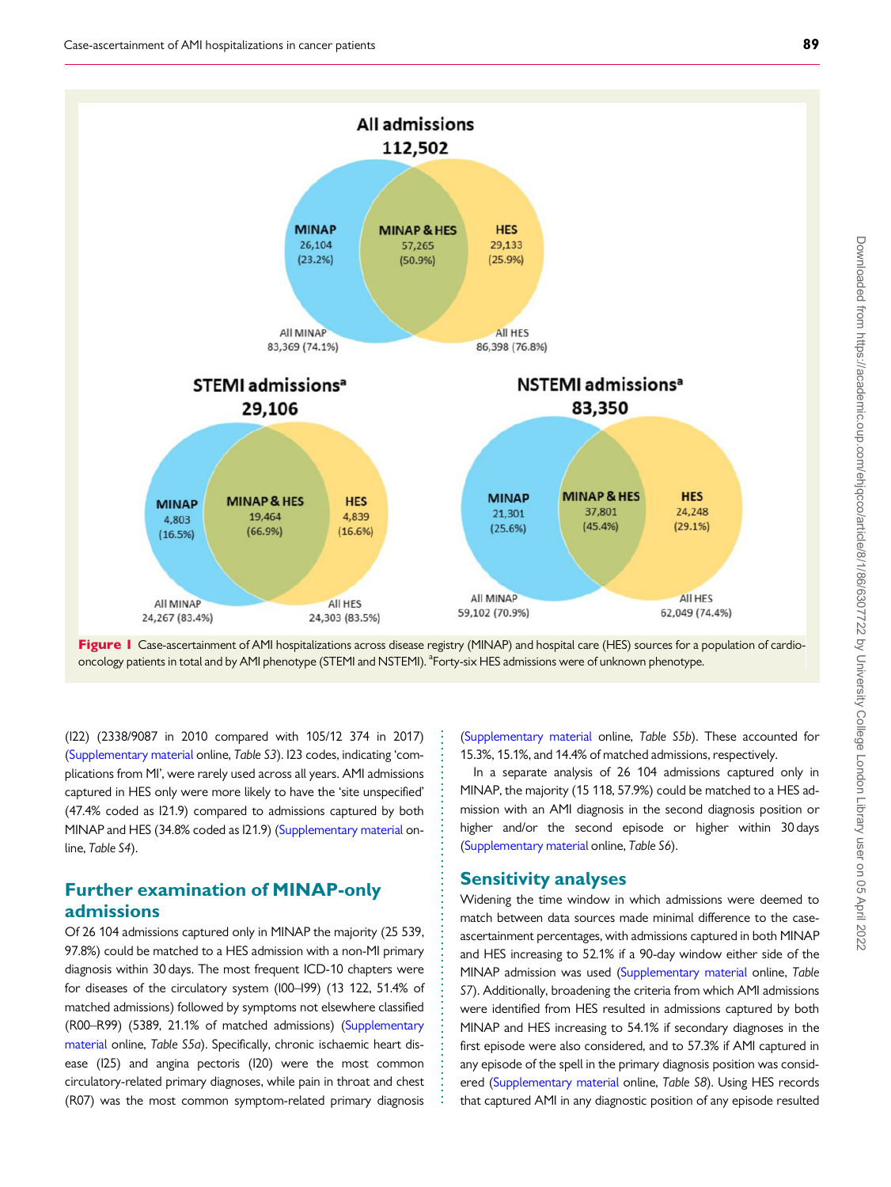All admissions
112,502

MINAP 26,104 (23.2%) | MINAP & HES 57,265 (50.9%) | HES 29,133 (25.9%)

All MINAP 83,369 (74.1%) | All HES 86,398 (76.8%)

STEMI admissions[a]
29,106

MINAP 4,803 (16.5%) | MINAP & HES 19,464 (66.9%) | HES 4,839 (16.6%)

All MINAP 24,267 (83.4%) | All HES 24,303 (83.5%)

NSTEMI admissions[a]
83,350

MINAP 21,301 (25.6%) | MINAP & HES 37,801 (45.4%) | HES 24,248 (29.1%)

All MINAP 59,102 (70.9%) | All HES 62,049 (74.4%)

**Figure 1** Case-ascertainment of AMI hospitalizations across disease registry (MINAP) and hospital care (HES) sources for a population of cardio-oncology patients in total and by AMI phenotype (STEMI and NSTEMI). [a]Forty-six HES admissions were of unknown phenotype.

(I22) (2338/9087 in 2010 compared with 105/12 374 in 2017) (Supplementary material online, *Table S3*). I23 codes, indicating 'complications from MI', were rarely used across all years. AMI admissions captured in HES only were more likely to have the 'site unspecified' (47.4% coded as I21.9) compared to admissions captured by both MINAP and HES (34.8% coded as I21.9) (Supplementary material online, *Table S4*).

## Further examination of MINAP-only admissions

Of 26 104 admissions captured only in MINAP the majority (25 539, 97.8%) could be matched to a HES admission with a non-MI primary diagnosis within 30 days. The most frequent ICD-10 chapters were for diseases of the circulatory system (I00–I99) (13 122, 51.4% of matched admissions) followed by symptoms not elsewhere classified (R00–R99) (5389, 21.1% of matched admissions) (Supplementary material online, *Table S5a*). Specifically, chronic ischaemic heart disease (I25) and angina pectoris (I20) were the most common circulatory-related primary diagnoses, while pain in throat and chest (R07) was the most common symptom-related primary diagnosis (Supplementary material online, *Table S5b*). These accounted for 15.3%, 15.1%, and 14.4% of matched admissions, respectively.

In a separate analysis of 26 104 admissions captured only in MINAP, the majority (15 118, 57.9%) could be matched to a HES admission with an AMI diagnosis in the second diagnosis position or higher and/or the second episode or higher within 30 days (Supplementary material online, *Table S6*).

## Sensitivity analyses

Widening the time window in which admissions were deemed to match between data sources made minimal difference to the case-ascertainment percentages, with admissions captured in both MINAP and HES increasing to 52.1% if a 90-day window either side of the MINAP admission was used (Supplementary material online, *Table S7*). Additionally, broadening the criteria from which AMI admissions were identified from HES resulted in admissions captured by both MINAP and HES increasing to 54.1% if secondary diagnoses in the first episode were also considered, and to 57.3% if AMI captured in any episode of the spell in the primary diagnosis position was considered (Supplementary material online, *Table S8*). Using HES records that captured AMI in any diagnostic position of any episode resulted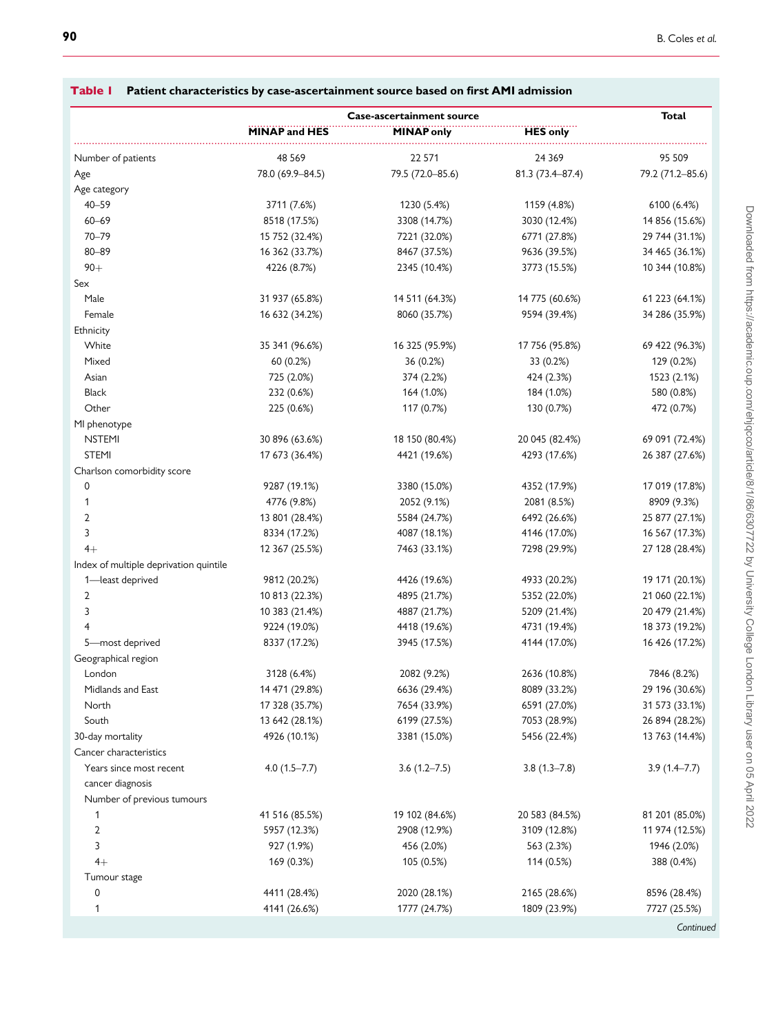**Table 1** Patient characteristics by case-ascertainment source based on first AMI admission

| | Case-ascertainment source | | | Total |
|---|---|---|---|---|
| | MINAP and HES | MINAP only | HES only | |
| Number of patients | 48 569 | 22 571 | 24 369 | 95 509 |
| Age | 78.0 (69.9–84.5) | 79.5 (72.0–85.6) | 81.3 (73.4–87.4) | 79.2 (71.2–85.6) |
| Age category | | | | |
| 40–59 | 3711 (7.6%) | 1230 (5.4%) | 1159 (4.8%) | 6100 (6.4%) |
| 60–69 | 8518 (17.5%) | 3308 (14.7%) | 3030 (12.4%) | 14 856 (15.6%) |
| 70–79 | 15 752 (32.4%) | 7221 (32.0%) | 6771 (27.8%) | 29 744 (31.1%) |
| 80–89 | 16 362 (33.7%) | 8467 (37.5%) | 9636 (39.5%) | 34 465 (36.1%) |
| 90+ | 4226 (8.7%) | 2345 (10.4%) | 3773 (15.5%) | 10 344 (10.8%) |
| Sex | | | | |
| Male | 31 937 (65.8%) | 14 511 (64.3%) | 14 775 (60.6%) | 61 223 (64.1%) |
| Female | 16 632 (34.2%) | 8060 (35.7%) | 9594 (39.4%) | 34 286 (35.9%) |
| Ethnicity | | | | |
| White | 35 341 (96.6%) | 16 325 (95.9%) | 17 756 (95.8%) | 69 422 (96.3%) |
| Mixed | 60 (0.2%) | 36 (0.2%) | 33 (0.2%) | 129 (0.2%) |
| Asian | 725 (2.0%) | 374 (2.2%) | 424 (2.3%) | 1523 (2.1%) |
| Black | 232 (0.6%) | 164 (1.0%) | 184 (1.0%) | 580 (0.8%) |
| Other | 225 (0.6%) | 117 (0.7%) | 130 (0.7%) | 472 (0.7%) |
| MI phenotype | | | | |
| NSTEMI | 30 896 (63.6%) | 18 150 (80.4%) | 20 045 (82.4%) | 69 091 (72.4%) |
| STEMI | 17 673 (36.4%) | 4421 (19.6%) | 4293 (17.6%) | 26 387 (27.6%) |
| Charlson comorbidity score | | | | |
| 0 | 9287 (19.1%) | 3380 (15.0%) | 4352 (17.9%) | 17 019 (17.8%) |
| 1 | 4776 (9.8%) | 2052 (9.1%) | 2081 (8.5%) | 8909 (9.3%) |
| 2 | 13 801 (28.4%) | 5584 (24.7%) | 6492 (26.6%) | 25 877 (27.1%) |
| 3 | 8334 (17.2%) | 4087 (18.1%) | 4146 (17.0%) | 16 567 (17.3%) |
| 4+ | 12 367 (25.5%) | 7463 (33.1%) | 7298 (29.9%) | 27 128 (28.4%) |
| Index of multiple deprivation quintile | | | | |
| 1—least deprived | 9812 (20.2%) | 4426 (19.6%) | 4933 (20.2%) | 19 171 (20.1%) |
| 2 | 10 813 (22.3%) | 4895 (21.7%) | 5352 (22.0%) | 21 060 (22.1%) |
| 3 | 10 383 (21.4%) | 4887 (21.7%) | 5209 (21.4%) | 20 479 (21.4%) |
| 4 | 9224 (19.0%) | 4418 (19.6%) | 4731 (19.4%) | 18 373 (19.2%) |
| 5—most deprived | 8337 (17.2%) | 3945 (17.5%) | 4144 (17.0%) | 16 426 (17.2%) |
| Geographical region | | | | |
| London | 3128 (6.4%) | 2082 (9.2%) | 2636 (10.8%) | 7846 (8.2%) |
| Midlands and East | 14 471 (29.8%) | 6636 (29.4%) | 8089 (33.2%) | 29 196 (30.6%) |
| North | 17 328 (35.7%) | 7654 (33.9%) | 6591 (27.0%) | 31 573 (33.1%) |
| South | 13 642 (28.1%) | 6199 (27.5%) | 7053 (28.9%) | 26 894 (28.2%) |
| 30-day mortality | 4926 (10.1%) | 3381 (15.0%) | 5456 (22.4%) | 13 763 (14.4%) |
| Cancer characteristics | | | | |
| Years since most recent cancer diagnosis | 4.0 (1.5–7.7) | 3.6 (1.2–7.5) | 3.8 (1.3–7.8) | 3.9 (1.4–7.7) |
| Number of previous tumours | | | | |
| 1 | 41 516 (85.5%) | 19 102 (84.6%) | 20 583 (84.5%) | 81 201 (85.0%) |
| 2 | 5957 (12.3%) | 2908 (12.9%) | 3109 (12.8%) | 11 974 (12.5%) |
| 3 | 927 (1.9%) | 456 (2.0%) | 563 (2.3%) | 1946 (2.0%) |
| 4+ | 169 (0.3%) | 105 (0.5%) | 114 (0.5%) | 388 (0.4%) |
| Tumour stage | | | | |
| 0 | 4411 (28.4%) | 2020 (28.1%) | 2165 (28.6%) | 8596 (28.4%) |
| 1 | 4141 (26.6%) | 1777 (24.7%) | 1809 (23.9%) | 7727 (25.5%) |

*Continued*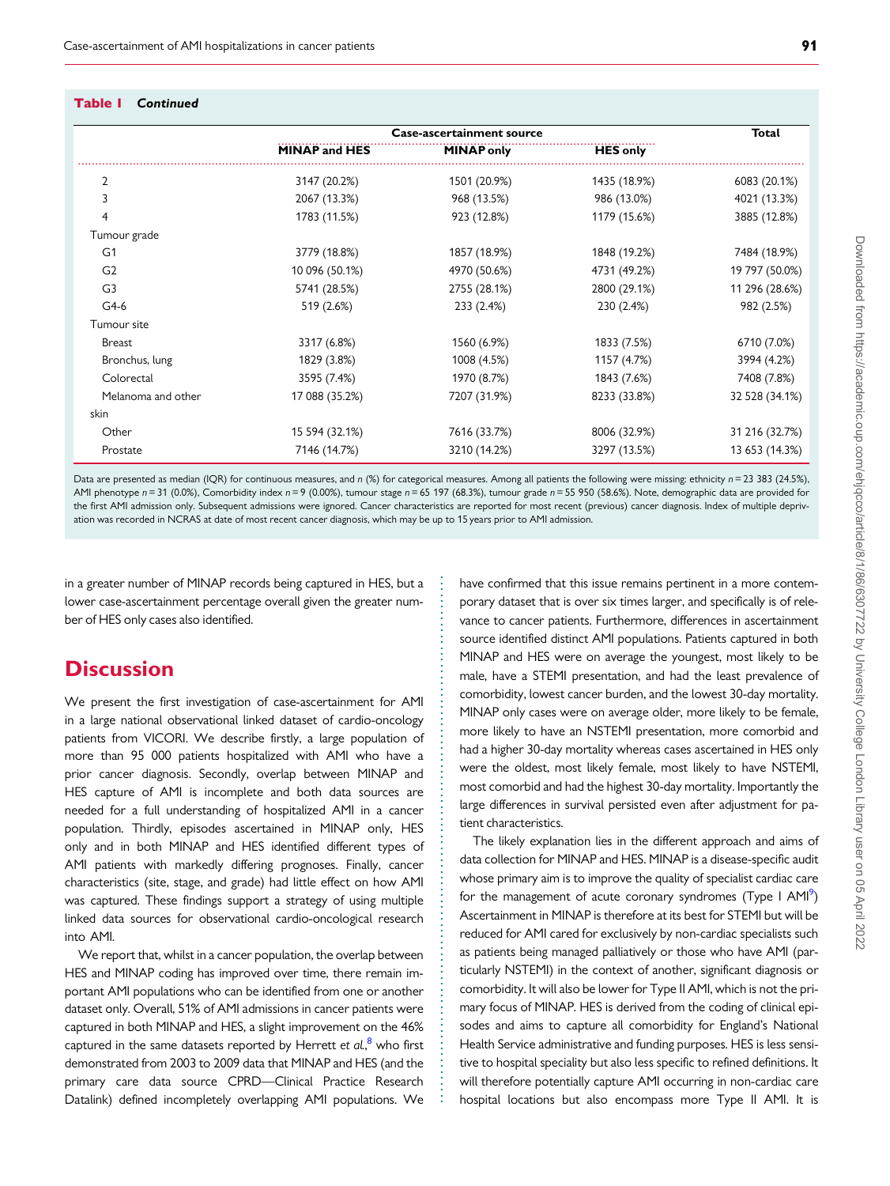**Table 1** *Continued*

| | Case-ascertainment source | | | Total |
|---|---|---|---|---|
| | MINAP and HES | MINAP only | HES only | |
| 2 | 3147 (20.2%) | 1501 (20.9%) | 1435 (18.9%) | 6083 (20.1%) |
| 3 | 2067 (13.3%) | 968 (13.5%) | 986 (13.0%) | 4021 (13.3%) |
| 4 | 1783 (11.5%) | 923 (12.8%) | 1179 (15.6%) | 3885 (12.8%) |
| Tumour grade | | | | |
| G1 | 3779 (18.8%) | 1857 (18.9%) | 1848 (19.2%) | 7484 (18.9%) |
| G2 | 10 096 (50.1%) | 4970 (50.6%) | 4731 (49.2%) | 19 797 (50.0%) |
| G3 | 5741 (28.5%) | 2755 (28.1%) | 2800 (29.1%) | 11 296 (28.6%) |
| G4-6 | 519 (2.6%) | 233 (2.4%) | 230 (2.4%) | 982 (2.5%) |
| Tumour site | | | | |
| Breast | 3317 (6.8%) | 1560 (6.9%) | 1833 (7.5%) | 6710 (7.0%) |
| Bronchus, lung | 1829 (3.8%) | 1008 (4.5%) | 1157 (4.7%) | 3994 (4.2%) |
| Colorectal | 3595 (7.4%) | 1970 (8.7%) | 1843 (7.6%) | 7408 (7.8%) |
| Melanoma and other skin | 17 088 (35.2%) | 7207 (31.9%) | 8233 (33.8%) | 32 528 (34.1%) |
| Other | 15 594 (32.1%) | 7616 (33.7%) | 8006 (32.9%) | 31 216 (32.7%) |
| Prostate | 7146 (14.7%) | 3210 (14.2%) | 3297 (13.5%) | 13 653 (14.3%) |

Data are presented as median (IQR) for continuous measures, and *n* (%) for categorical measures. Among all patients the following were missing: ethnicity *n* = 23 383 (24.5%), AMI phenotype *n* = 31 (0.0%), Comorbidity index *n* = 9 (0.00%), tumour stage *n* = 65 197 (68.3%), tumour grade *n* = 55 950 (58.6%). Note, demographic data are provided for the first AMI admission only. Subsequent admissions were ignored. Cancer characteristics are reported for most recent (previous) cancer diagnosis. Index of multiple deprivation was recorded in NCRAS at date of most recent cancer diagnosis, which may be up to 15 years prior to AMI admission.

in a greater number of MINAP records being captured in HES, but a lower case-ascertainment percentage overall given the greater number of HES only cases also identified.

# Discussion

We present the first investigation of case-ascertainment for AMI in a large national observational linked dataset of cardio-oncology patients from VICORI. We describe firstly, a large population of more than 95 000 patients hospitalized with AMI who have a prior cancer diagnosis. Secondly, overlap between MINAP and HES capture of AMI is incomplete and both data sources are needed for a full understanding of hospitalized AMI in a cancer population. Thirdly, episodes ascertained in MINAP only, HES only and in both MINAP and HES identified different types of AMI patients with markedly differing prognoses. Finally, cancer characteristics (site, stage, and grade) had little effect on how AMI was captured. These findings support a strategy of using multiple linked data sources for observational cardio-oncological research into AMI.

We report that, whilst in a cancer population, the overlap between HES and MINAP coding has improved over time, there remain important AMI populations who can be identified from one or another dataset only. Overall, 51% of AMI admissions in cancer patients were captured in both MINAP and HES, a slight improvement on the 46% captured in the same datasets reported by Herrett *et al.*,[8] who first demonstrated from 2003 to 2009 data that MINAP and HES (and the primary care data source CPRD—Clinical Practice Research Datalink) defined incompletely overlapping AMI populations. We have confirmed that this issue remains pertinent in a more contemporary dataset that is over six times larger, and specifically is of relevance to cancer patients. Furthermore, differences in ascertainment source identified distinct AMI populations. Patients captured in both MINAP and HES were on average the youngest, most likely to be male, have a STEMI presentation, and had the least prevalence of comorbidity, lowest cancer burden, and the lowest 30-day mortality. MINAP only cases were on average older, more likely to be female, more likely to have an NSTEMI presentation, more comorbid and had a higher 30-day mortality whereas cases ascertained in HES only were the oldest, most likely female, most likely to have NSTEMI, most comorbid and had the highest 30-day mortality. Importantly the large differences in survival persisted even after adjustment for patient characteristics.

The likely explanation lies in the different approach and aims of data collection for MINAP and HES. MINAP is a disease-specific audit whose primary aim is to improve the quality of specialist cardiac care for the management of acute coronary syndromes (Type I AMI[9]) Ascertainment in MINAP is therefore at its best for STEMI but will be reduced for AMI cared for exclusively by non-cardiac specialists such as patients being managed palliatively or those who have AMI (particularly NSTEMI) in the context of another, significant diagnosis or comorbidity. It will also be lower for Type II AMI, which is not the primary focus of MINAP. HES is derived from the coding of clinical episodes and aims to capture all comorbidity for England's National Health Service administrative and funding purposes. HES is less sensitive to hospital speciality but also less specific to refined definitions. It will therefore potentially capture AMI occurring in non-cardiac care hospital locations but also encompass more Type II AMI. It is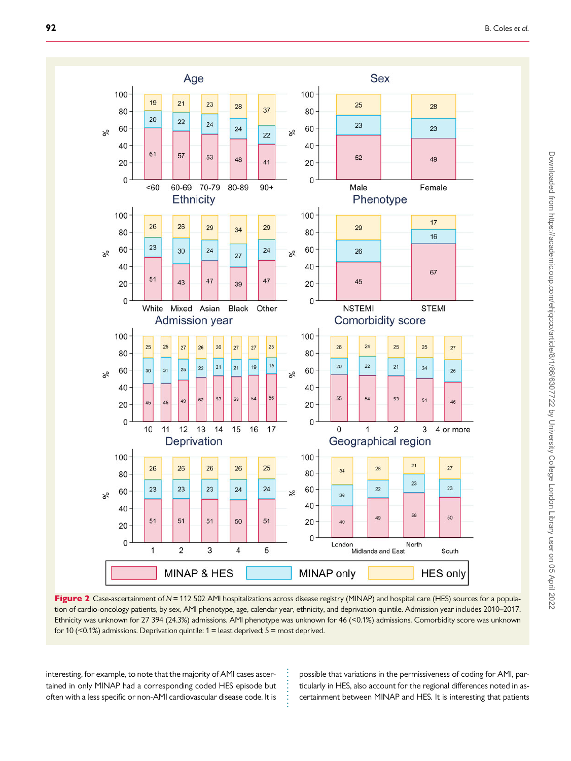**Figure 2** Case-ascertainment of $N = 112\,502$ AMI hospitalizations across disease registry (MINAP) and hospital care (HES) sources for a population of cardio-oncology patients, by sex, AMI phenotype, age, calendar year, ethnicity, and deprivation quintile. Admission year includes 2010–2017. Ethnicity was unknown for 27 394 (24.3%) admissions. AMI phenotype was unknown for 46 (<0.1%) admissions. Comorbidity score was unknown for 10 (<0.1%) admissions. Deprivation quintile: 1 = least deprived; 5 = most deprived.

interesting, for example, to note that the majority of AMI cases ascertained in only MINAP had a corresponding coded HES episode but often with a less specific or non-AMI cardiovascular disease code. It is possible that variations in the permissiveness of coding for AMI, particularly in HES, also account for the regional differences noted in ascertainment between MINAP and HES. It is interesting that patients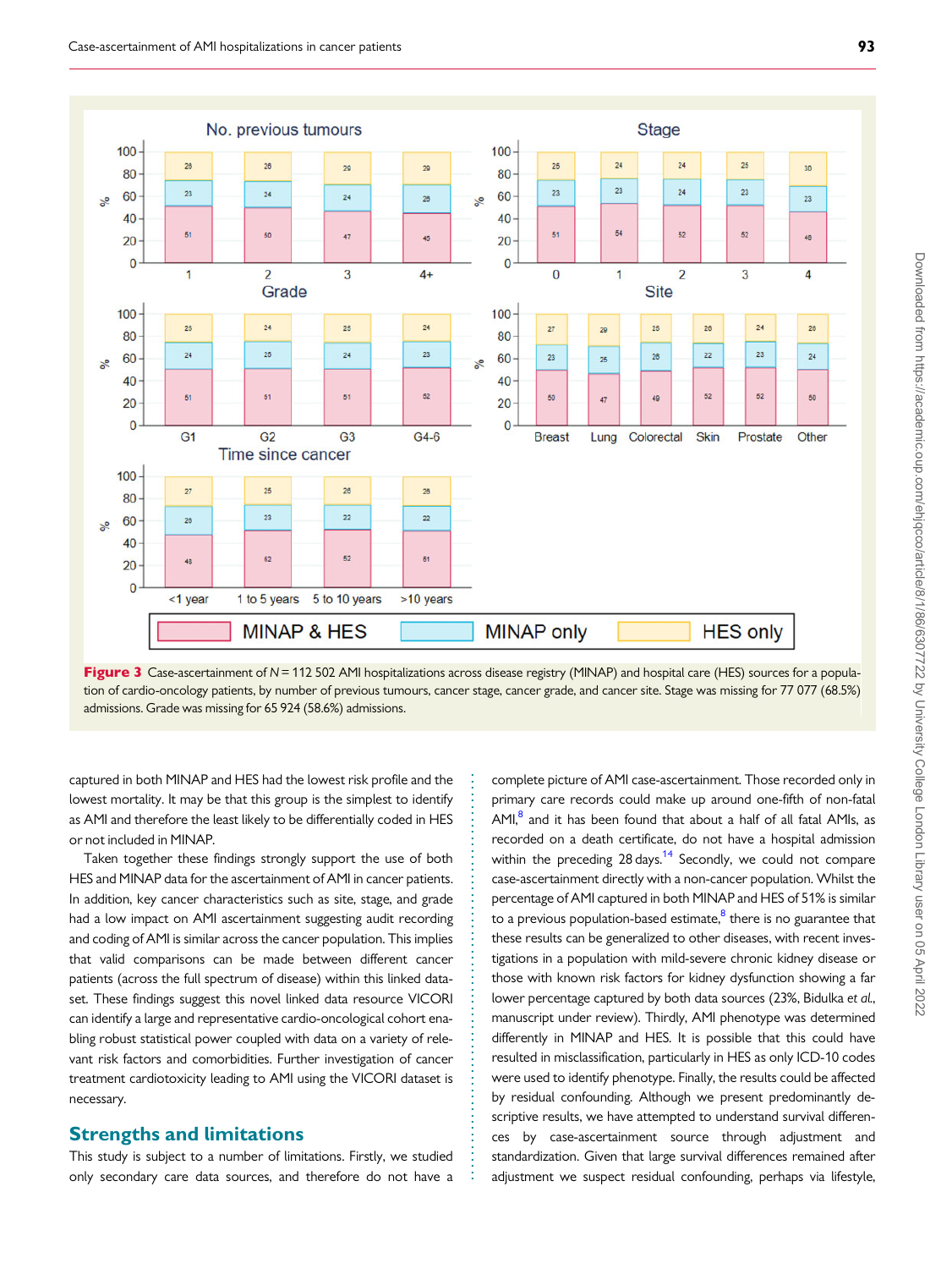Figure 3 Case-ascertainment of $N$ = 112 502 AMI hospitalizations across disease registry (MINAP) and hospital care (HES) sources for a population of cardio-oncology patients, by number of previous tumours, cancer stage, cancer grade, and cancer site. Stage was missing for 77 077 (68.5%) admissions. Grade was missing for 65 924 (58.6%) admissions.

captured in both MINAP and HES had the lowest risk profile and the lowest mortality. It may be that this group is the simplest to identify as AMI and therefore the least likely to be differentially coded in HES or not included in MINAP.

Taken together these findings strongly support the use of both HES and MINAP data for the ascertainment of AMI in cancer patients. In addition, key cancer characteristics such as site, stage, and grade had a low impact on AMI ascertainment suggesting audit recording and coding of AMI is similar across the cancer population. This implies that valid comparisons can be made between different cancer patients (across the full spectrum of disease) within this linked dataset. These findings suggest this novel linked data resource VICORI can identify a large and representative cardio-oncological cohort enabling robust statistical power coupled with data on a variety of relevant risk factors and comorbidities. Further investigation of cancer treatment cardiotoxicity leading to AMI using the VICORI dataset is necessary.

## Strengths and limitations

This study is subject to a number of limitations. Firstly, we studied only secondary care data sources, and therefore do not have a complete picture of AMI case-ascertainment. Those recorded only in primary care records could make up around one-fifth of non-fatal AMI,[8] and it has been found that about a half of all fatal AMIs, as recorded on a death certificate, do not have a hospital admission within the preceding 28 days.[14] Secondly, we could not compare case-ascertainment directly with a non-cancer population. Whilst the percentage of AMI captured in both MINAP and HES of 51% is similar to a previous population-based estimate,[8] there is no guarantee that these results can be generalized to other diseases, with recent investigations in a population with mild-severe chronic kidney disease or those with known risk factors for kidney dysfunction showing a far lower percentage captured by both data sources (23%, Bidulka *et al.*, manuscript under review). Thirdly, AMI phenotype was determined differently in MINAP and HES. It is possible that this could have resulted in misclassification, particularly in HES as only ICD-10 codes were used to identify phenotype. Finally, the results could be affected by residual confounding. Although we present predominantly descriptive results, we have attempted to understand survival differences by case-ascertainment source through adjustment and standardization. Given that large survival differences remained after adjustment we suspect residual confounding, perhaps via lifestyle,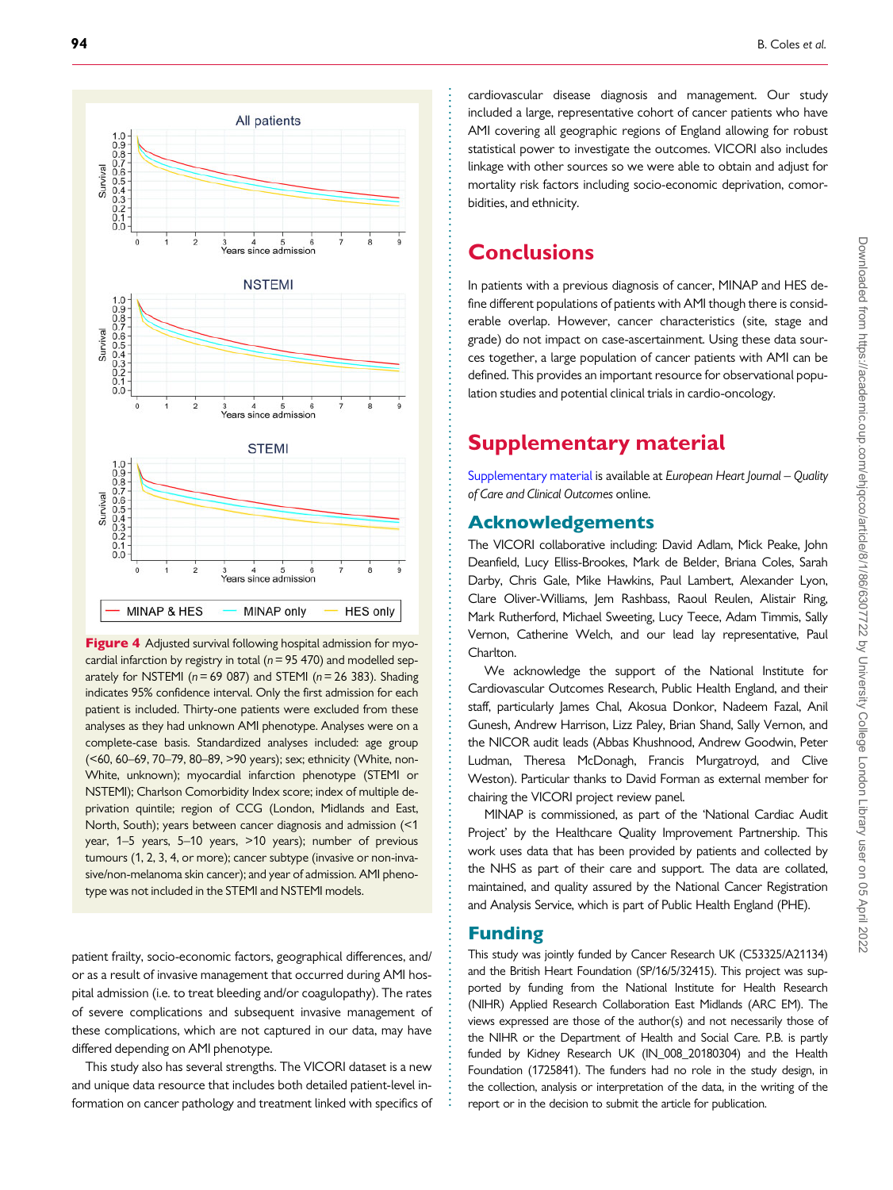**Figure 4** Adjusted survival following hospital admission for myocardial infarction by registry in total ($n = 95\ 470$) and modelled separately for NSTEMI ($n = 69\ 087$) and STEMI ($n = 26\ 383$). Shading indicates 95% confidence interval. Only the first admission for each patient is included. Thirty-one patients were excluded from these analyses as they had unknown AMI phenotype. Analyses were on a complete-case basis. Standardized analyses included: age group (<60, 60–69, 70–79, 80–89, >90 years); sex; ethnicity (White, non-White, unknown); myocardial infarction phenotype (STEMI or NSTEMI); Charlson Comorbidity Index score; index of multiple deprivation quintile; region of CCG (London, Midlands and East, North, South); years between cancer diagnosis and admission (<1 year, 1–5 years, 5–10 years, >10 years); number of previous tumours (1, 2, 3, 4, or more); cancer subtype (invasive or non-invasive/non-melanoma skin cancer); and year of admission. AMI phenotype was not included in the STEMI and NSTEMI models.

patient frailty, socio-economic factors, geographical differences, and/or as a result of invasive management that occurred during AMI hospital admission (i.e. to treat bleeding and/or coagulopathy). The rates of severe complications and subsequent invasive management of these complications, which are not captured in our data, may have differed depending on AMI phenotype.

This study also has several strengths. The VICORI dataset is a new and unique data resource that includes both detailed patient-level information on cancer pathology and treatment linked with specifics of cardiovascular disease diagnosis and management. Our study included a large, representative cohort of cancer patients who have AMI covering all geographic regions of England allowing for robust statistical power to investigate the outcomes. VICORI also includes linkage with other sources so we were able to obtain and adjust for mortality risk factors including socio-economic deprivation, comorbidities, and ethnicity.

# Conclusions

In patients with a previous diagnosis of cancer, MINAP and HES define different populations of patients with AMI though there is considerable overlap. However, cancer characteristics (site, stage and grade) do not impact on case-ascertainment. Using these data sources together, a large population of cancer patients with AMI can be defined. This provides an important resource for observational population studies and potential clinical trials in cardio-oncology.

# Supplementary material

Supplementary material is available at *European Heart Journal – Quality of Care and Clinical Outcomes* online.

## Acknowledgements

The VICORI collaborative including: David Adlam, Mick Peake, John Deanfield, Lucy Elliss-Brookes, Mark de Belder, Briana Coles, Sarah Darby, Chris Gale, Mike Hawkins, Paul Lambert, Alexander Lyon, Clare Oliver-Williams, Jem Rashbass, Raoul Reulen, Alistair Ring, Mark Rutherford, Michael Sweeting, Lucy Teece, Adam Timmis, Sally Vernon, Catherine Welch, and our lead lay representative, Paul Charlton.

We acknowledge the support of the National Institute for Cardiovascular Outcomes Research, Public Health England, and their staff, particularly James Chal, Akosua Donkor, Nadeem Fazal, Anil Gunesh, Andrew Harrison, Lizz Paley, Brian Shand, Sally Vernon, and the NICOR audit leads (Abbas Khushnood, Andrew Goodwin, Peter Ludman, Theresa McDonagh, Francis Murgatroyd, and Clive Weston). Particular thanks to David Forman as external member for chairing the VICORI project review panel.

MINAP is commissioned, as part of the 'National Cardiac Audit Project' by the Healthcare Quality Improvement Partnership. This work uses data that has been provided by patients and collected by the NHS as part of their care and support. The data are collated, maintained, and quality assured by the National Cancer Registration and Analysis Service, which is part of Public Health England (PHE).

## Funding

This study was jointly funded by Cancer Research UK (C53325/A21134) and the British Heart Foundation (SP/16/5/32415). This project was supported by funding from the National Institute for Health Research (NIHR) Applied Research Collaboration East Midlands (ARC EM). The views expressed are those of the author(s) and not necessarily those of the NIHR or the Department of Health and Social Care. P.B. is partly funded by Kidney Research UK (IN_008_20180304) and the Health Foundation (1725841). The funders had no role in the study design, in the collection, analysis or interpretation of the data, in the writing of the report or in the decision to submit the article for publication.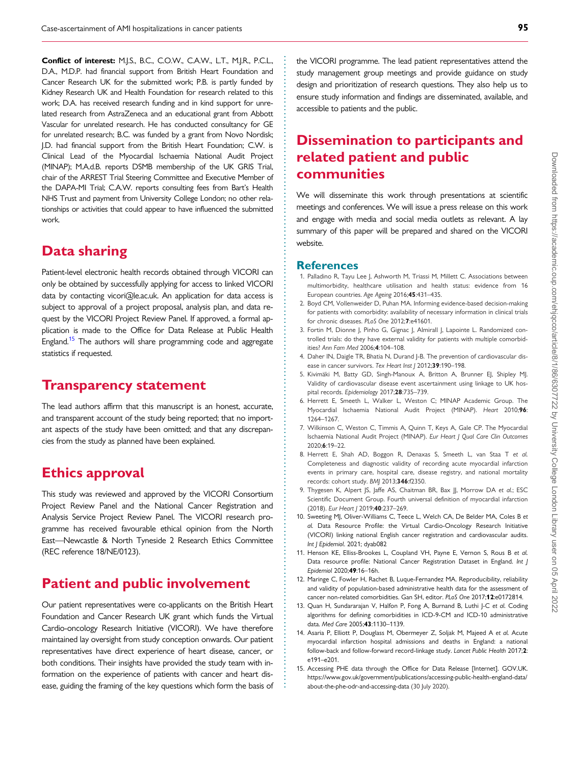**Conflict of interest:** M.J.S., B.C., C.O.W., C.A.W., L.T., M.J.R., P.C.L., D.A., M.D.P. had financial support from British Heart Foundation and Cancer Research UK for the submitted work; P.B. is partly funded by Kidney Research UK and Health Foundation for research related to this work; D.A. has received research funding and in kind support for unrelated research from AstraZeneca and an educational grant from Abbott Vascular for unrelated research. He has conducted consultancy for GE for unrelated research; B.C. was funded by a grant from Novo Nordisk; J.D. had financial support from the British Heart Foundation; C.W. is Clinical Lead of the Myocardial Ischaemia National Audit Project (MINAP); M.A.d.B. reports DSMB membership of the UK GRIS Trial, chair of the ARREST Trial Steering Committee and Executive Member of the DAPA-MI Trial; C.A.W. reports consulting fees from Bart's Health NHS Trust and payment from University College London; no other relationships or activities that could appear to have influenced the submitted work.

# Data sharing

Patient-level electronic health records obtained through VICORI can only be obtained by successfully applying for access to linked VICORI data by contacting vicori@le.ac.uk. An application for data access is subject to approval of a project proposal, analysis plan, and data request by the VICORI Project Review Panel. If approved, a formal application is made to the Office for Data Release at Public Health England.[15] The authors will share programming code and aggregate statistics if requested.

# Transparency statement

The lead authors affirm that this manuscript is an honest, accurate, and transparent account of the study being reported; that no important aspects of the study have been omitted; and that any discrepancies from the study as planned have been explained.

# Ethics approval

This study was reviewed and approved by the VICORI Consortium Project Review Panel and the National Cancer Registration and Analysis Service Project Review Panel. The VICORI research programme has received favourable ethical opinion from the North East—Newcastle & North Tyneside 2 Research Ethics Committee (REC reference 18/NE/0123).

# Patient and public involvement

Our patient representatives were co-applicants on the British Heart Foundation and Cancer Research UK grant which funds the Virtual Cardio-oncology Research Initiative (VICORI). We have therefore maintained lay oversight from study conception onwards. Our patient representatives have direct experience of heart disease, cancer, or both conditions. Their insights have provided the study team with information on the experience of patients with cancer and heart disease, guiding the framing of the key questions which form the basis of the VICORI programme. The lead patient representatives attend the study management group meetings and provide guidance on study design and prioritization of research questions. They also help us to ensure study information and findings are disseminated, available, and accessible to patients and the public.

# Dissemination to participants and related patient and public communities

We will disseminate this work through presentations at scientific meetings and conferences. We will issue a press release on this work and engage with media and social media outlets as relevant. A lay summary of this paper will be prepared and shared on the VICORI website.

## References

1. Palladino R, Tayu Lee J, Ashworth M, Triassi M, Millett C. Associations between multimorbidity, healthcare utilisation and health status: evidence from 16 European countries. *Age Ageing* 2016;**45**:431–435.
2. Boyd CM, Vollenweider D, Puhan MA. Informing evidence-based decision-making for patients with comorbidity: availability of necessary information in clinical trials for chronic diseases. *PLoS One* 2012;**7**:e41601.
3. Fortin M, Dionne J, Pinho G, Gignac J, Almirall J, Lapointe L. Randomized controlled trials: do they have external validity for patients with multiple comorbidities? *Ann Fam Med* 2006;**4**:104–108.
4. Daher IN, Daigle TR, Bhatia N, Durand J-B. The prevention of cardiovascular disease in cancer survivors. *Tex Heart Inst J* 2012;**39**:190–198.
5. Kivimäki M, Batty GD, Singh-Manoux A, Britton A, Brunner EJ, Shipley MJ. Validity of cardiovascular disease event ascertainment using linkage to UK hospital records. *Epidemiology* 2017;**28**:735–739.
6. Herrett E, Smeeth L, Walker L, Weston C; MINAP Academic Group. The Myocardial Ischaemia National Audit Project (MINAP). *Heart* 2010;**96**: 1264–1267.
7. Wilkinson C, Weston C, Timmis A, Quinn T, Keys A, Gale CP. The Myocardial Ischaemia National Audit Project (MINAP). *Eur Heart J Qual Care Clin Outcomes* 2020;**6**:19–22.
8. Herrett E, Shah AD, Boggon R, Denaxas S, Smeeth L, van Staa T *et al.* Completeness and diagnostic validity of recording acute myocardial infarction events in primary care, hospital care, disease registry, and national mortality records: cohort study. *BMJ* 2013;**346**:f2350.
9. Thygesen K, Alpert JS, Jaffe AS, Chaitman BR, Bax JJ, Morrow DA *et al.*; ESC Scientific Document Group. Fourth universal definition of myocardial infarction (2018). *Eur Heart J* 2019;**40**:237–269.
10. Sweeting MJ, Oliver-Williams C, Teece L, Welch CA, De Belder MA, Coles B *et al.* Data Resource Profile: the Virtual Cardio-Oncology Research Initiative (VICORI) linking national English cancer registration and cardiovascular audits. *Int J Epidemiol.* 2021; dyab082
11. Henson KE, Elliss-Brookes L, Coupland VH, Payne E, Vernon S, Rous B *et al.* Data resource profile: National Cancer Registration Dataset in England. *Int J Epidemiol* 2020;**49**:16–16h.
12. Maringe C, Fowler H, Rachet B, Luque-Fernandez MA. Reproducibility, reliability and validity of population-based administrative health data for the assessment of cancer non-related comorbidities. Gan SH, editor. *PLoS One* 2017;**12**:e0172814.
13. Quan H, Sundararajan V, Halfon P, Fong A, Burnand B, Luthi J-C *et al.* Coding algorithms for defining comorbidities in ICD-9-CM and ICD-10 administrative data. *Med Care* 2005;**43**:1130–1139.
14. Asaria P, Elliott P, Douglass M, Obermeyer Z, Soljak M, Majeed A *et al.* Acute myocardial infarction hospital admissions and deaths in England: a national follow-back and follow-forward record-linkage study. *Lancet Public Health* 2017;**2**: e191–e201.
15. Accessing PHE data through the Office for Data Release [Internet]. GOV.UK. https://www.gov.uk/government/publications/accessing-public-health-england-data/about-the-phe-odr-and-accessing-data (30 July 2020).